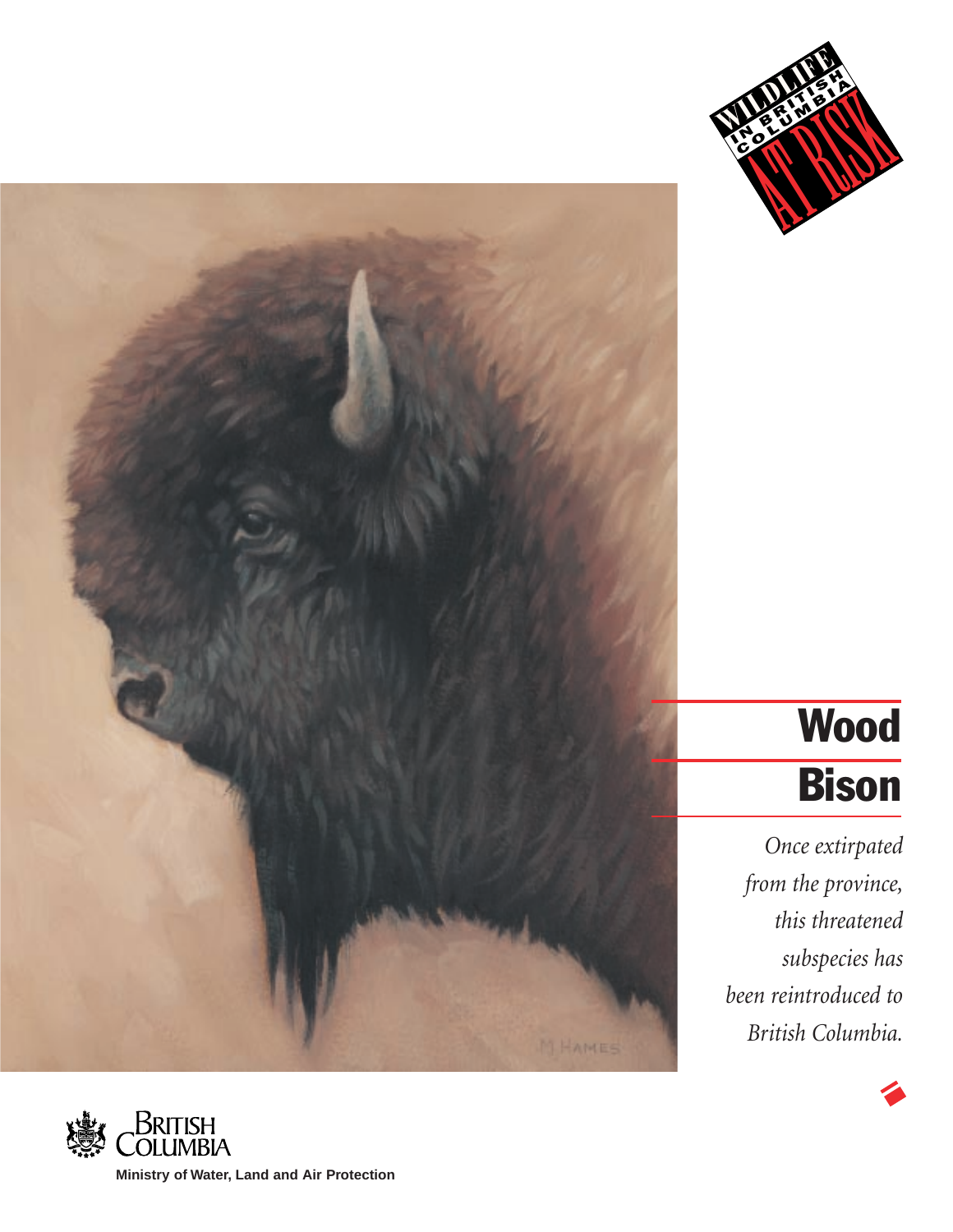WILDLIFE IN BRITISH COLUMBIA AT RISK

# Wood Bison

*Once extirpated from the province, this threatened subspecies has been reintroduced to British Columbia.*

British Columbia

**Ministry of Water, Land and Air Protection**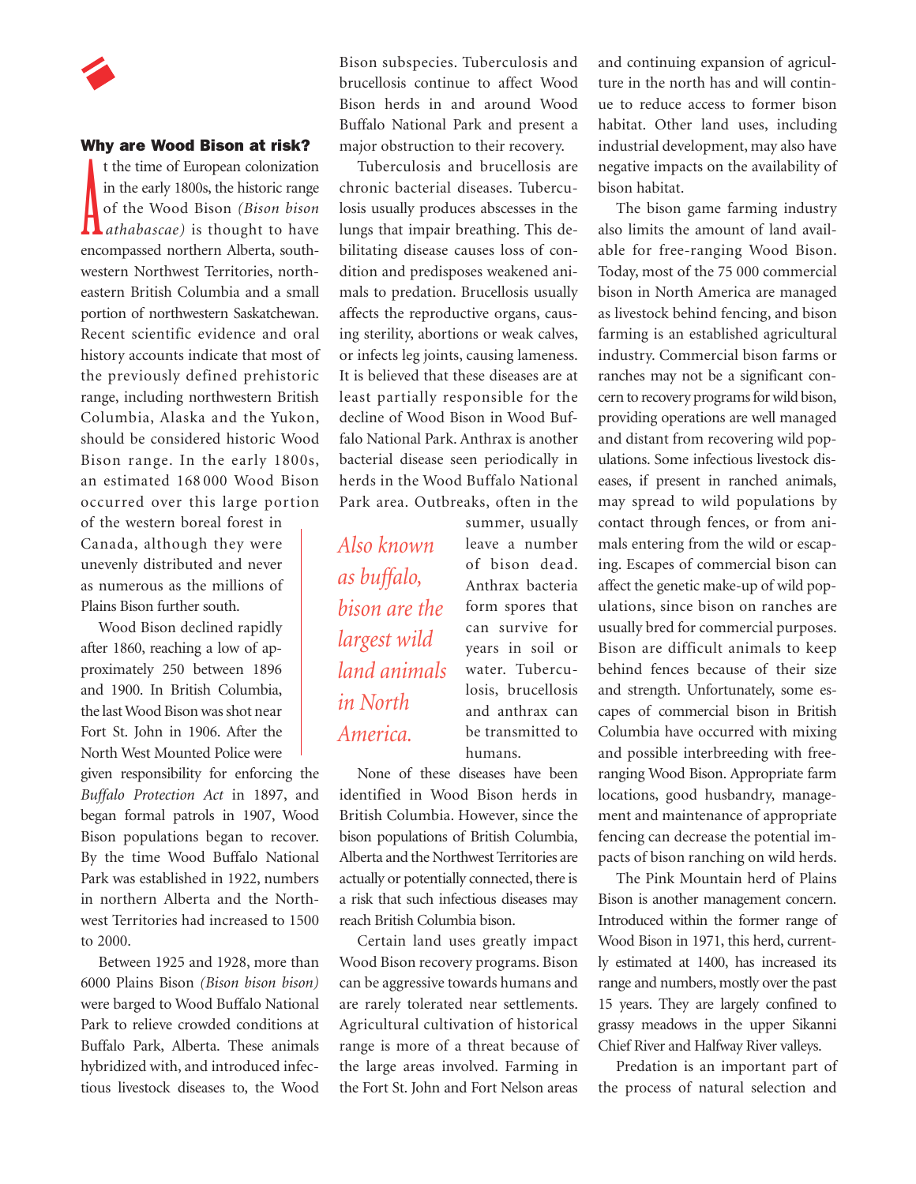## Why are Wood Bison at risk?

At the time of European colonization in the early 1800s, the historic range of the Wood Bison *(Bison bison athabascae)* is thought to have encompassed northern Alberta, southwestern Northwest Territories, northeastern British Columbia and a small portion of northwestern Saskatchewan. Recent scientific evidence and oral history accounts indicate that most of the previously defined prehistoric range, including northwestern British Columbia, Alaska and the Yukon, should be considered historic Wood Bison range. In the early 1800s, an estimated 168 000 Wood Bison occurred over this large portion of the western boreal forest in Canada, although they were unevenly distributed and never as numerous as the millions of Plains Bison further south.

Wood Bison declined rapidly after 1860, reaching a low of approximately 250 between 1896 and 1900. In British Columbia, the last Wood Bison was shot near Fort St. John in 1906. After the North West Mounted Police were given responsibility for enforcing the *Buffalo Protection Act* in 1897, and began formal patrols in 1907, Wood Bison populations began to recover. By the time Wood Buffalo National Park was established in 1922, numbers in northern Alberta and the Northwest Territories had increased to 1500 to 2000.

Between 1925 and 1928, more than 6000 Plains Bison *(Bison bison bison)* were barged to Wood Buffalo National Park to relieve crowded conditions at Buffalo Park, Alberta. These animals hybridized with, and introduced infectious livestock diseases to, the Wood Bison subspecies. Tuberculosis and brucellosis continue to affect Wood Bison herds in and around Wood Buffalo National Park and present a major obstruction to their recovery.

Tuberculosis and brucellosis are chronic bacterial diseases. Tuberculosis usually produces abscesses in the lungs that impair breathing. This debilitating disease causes loss of condition and predisposes weakened animals to predation. Brucellosis usually affects the reproductive organs, causing sterility, abortions or weak calves, or infects leg joints, causing lameness. It is believed that these diseases are at least partially responsible for the decline of Wood Bison in Wood Buffalo National Park. Anthrax is another bacterial disease seen periodically in herds in the Wood Buffalo National Park area. Outbreaks, often in the summer, usually leave a number of bison dead. Anthrax bacteria form spores that can survive for years in soil or water. Tuberculosis, brucellosis and anthrax can be transmitted to humans.

*Also known as buffalo, bison are the largest wild land animals in North America.*

None of these diseases have been identified in Wood Bison herds in British Columbia. However, since the bison populations of British Columbia, Alberta and the Northwest Territories are actually or potentially connected, there is a risk that such infectious diseases may reach British Columbia bison.

Certain land uses greatly impact Wood Bison recovery programs. Bison can be aggressive towards humans and are rarely tolerated near settlements. Agricultural cultivation of historical range is more of a threat because of the large areas involved. Farming in the Fort St. John and Fort Nelson areas and continuing expansion of agriculture in the north has and will continue to reduce access to former bison habitat. Other land uses, including industrial development, may also have negative impacts on the availability of bison habitat.

The bison game farming industry also limits the amount of land available for free-ranging Wood Bison. Today, most of the 75 000 commercial bison in North America are managed as livestock behind fencing, and bison farming is an established agricultural industry. Commercial bison farms or ranches may not be a significant concern to recovery programs for wild bison, providing operations are well managed and distant from recovering wild populations. Some infectious livestock diseases, if present in ranched animals, may spread to wild populations by contact through fences, or from animals entering from the wild or escaping. Escapes of commercial bison can affect the genetic make-up of wild populations, since bison on ranches are usually bred for commercial purposes. Bison are difficult animals to keep behind fences because of their size and strength. Unfortunately, some escapes of commercial bison in British Columbia have occurred with mixing and possible interbreeding with free-ranging Wood Bison. Appropriate farm locations, good husbandry, management and maintenance of appropriate fencing can decrease the potential impacts of bison ranching on wild herds.

The Pink Mountain herd of Plains Bison is another management concern. Introduced within the former range of Wood Bison in 1971, this herd, currently estimated at 1400, has increased its range and numbers, mostly over the past 15 years. They are largely confined to grassy meadows in the upper Sikanni Chief River and Halfway River valleys.

Predation is an important part of the process of natural selection and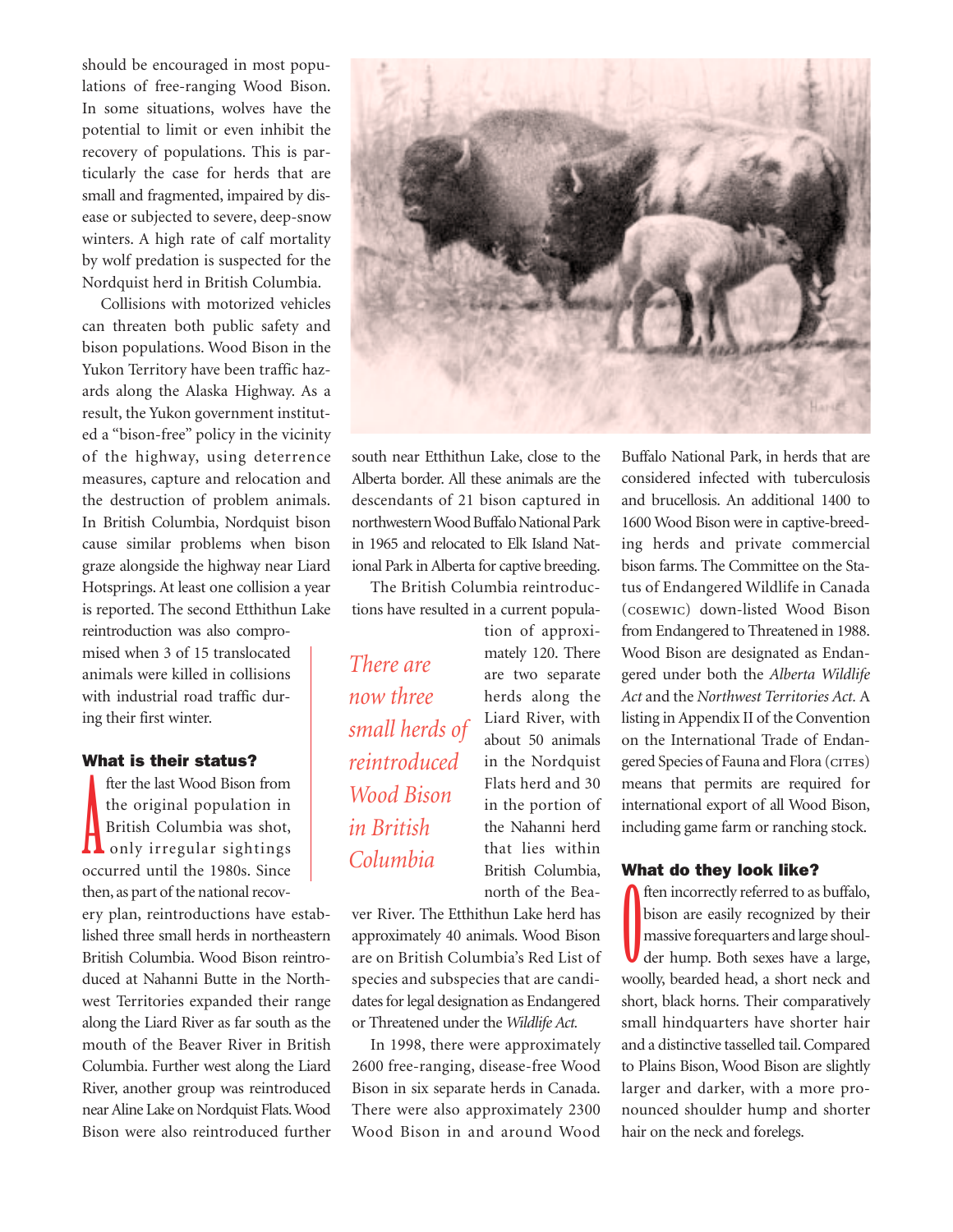should be encouraged in most populations of free-ranging Wood Bison. In some situations, wolves have the potential to limit or even inhibit the recovery of populations. This is particularly the case for herds that are small and fragmented, impaired by disease or subjected to severe, deep-snow winters. A high rate of calf mortality by wolf predation is suspected for the Nordquist herd in British Columbia.

Collisions with motorized vehicles can threaten both public safety and bison populations. Wood Bison in the Yukon Territory have been traffic hazards along the Alaska Highway. As a result, the Yukon government instituted a "bison-free" policy in the vicinity of the highway, using deterrence measures, capture and relocation and the destruction of problem animals. In British Columbia, Nordquist bison cause similar problems when bison graze alongside the highway near Liard Hotsprings. At least one collision a year is reported. The second Etthithun Lake reintroduction was also compromised when 3 of 15 translocated animals were killed in collisions with industrial road traffic during their first winter.

## What is their status?

After the last Wood Bison from the original population in British Columbia was shot, only irregular sightings occurred until the 1980s. Since then, as part of the national recovery plan, reintroductions have established three small herds in northeastern British Columbia. Wood Bison reintroduced at Nahanni Butte in the Northwest Territories expanded their range along the Liard River as far south as the mouth of the Beaver River in British Columbia. Further west along the Liard River, another group was reintroduced near Aline Lake on Nordquist Flats. Wood Bison were also reintroduced further south near Etthithun Lake, close to the Alberta border. All these animals are the descendants of 21 bison captured in northwestern Wood Buffalo National Park in 1965 and relocated to Elk Island National Park in Alberta for captive breeding.

The British Columbia reintroductions have resulted in a current population of approximately 120. There are two separate herds along the Liard River, with about 50 animals in the Nordquist Flats herd and 30 in the portion of the Nahanni herd that lies within British Columbia, north of the Beaver River. The Etthithun Lake herd has approximately 40 animals. Wood Bison are on British Columbia's Red List of species and subspecies that are candidates for legal designation as Endangered or Threatened under the *Wildlife Act.*

*There are now three small herds of reintroduced Wood Bison in British Columbia*

In 1998, there were approximately 2600 free-ranging, disease-free Wood Bison in six separate herds in Canada. There were also approximately 2300 Wood Bison in and around Wood Buffalo National Park, in herds that are considered infected with tuberculosis and brucellosis. An additional 1400 to 1600 Wood Bison were in captive-breeding herds and private commercial bison farms. The Committee on the Status of Endangered Wildlife in Canada (COSEWIC) down-listed Wood Bison from Endangered to Threatened in 1988. Wood Bison are designated as Endangered under both the *Alberta Wildlife Act* and the *Northwest Territories Act.* A listing in Appendix II of the Convention on the International Trade of Endangered Species of Fauna and Flora (CITES) means that permits are required for international export of all Wood Bison, including game farm or ranching stock.

## What do they look like?

Often incorrectly referred to as buffalo, bison are easily recognized by their massive forequarters and large shoulder hump. Both sexes have a large, woolly, bearded head, a short neck and short, black horns. Their comparatively small hindquarters have shorter hair and a distinctive tasselled tail. Compared to Plains Bison, Wood Bison are slightly larger and darker, with a more pronounced shoulder hump and shorter hair on the neck and forelegs.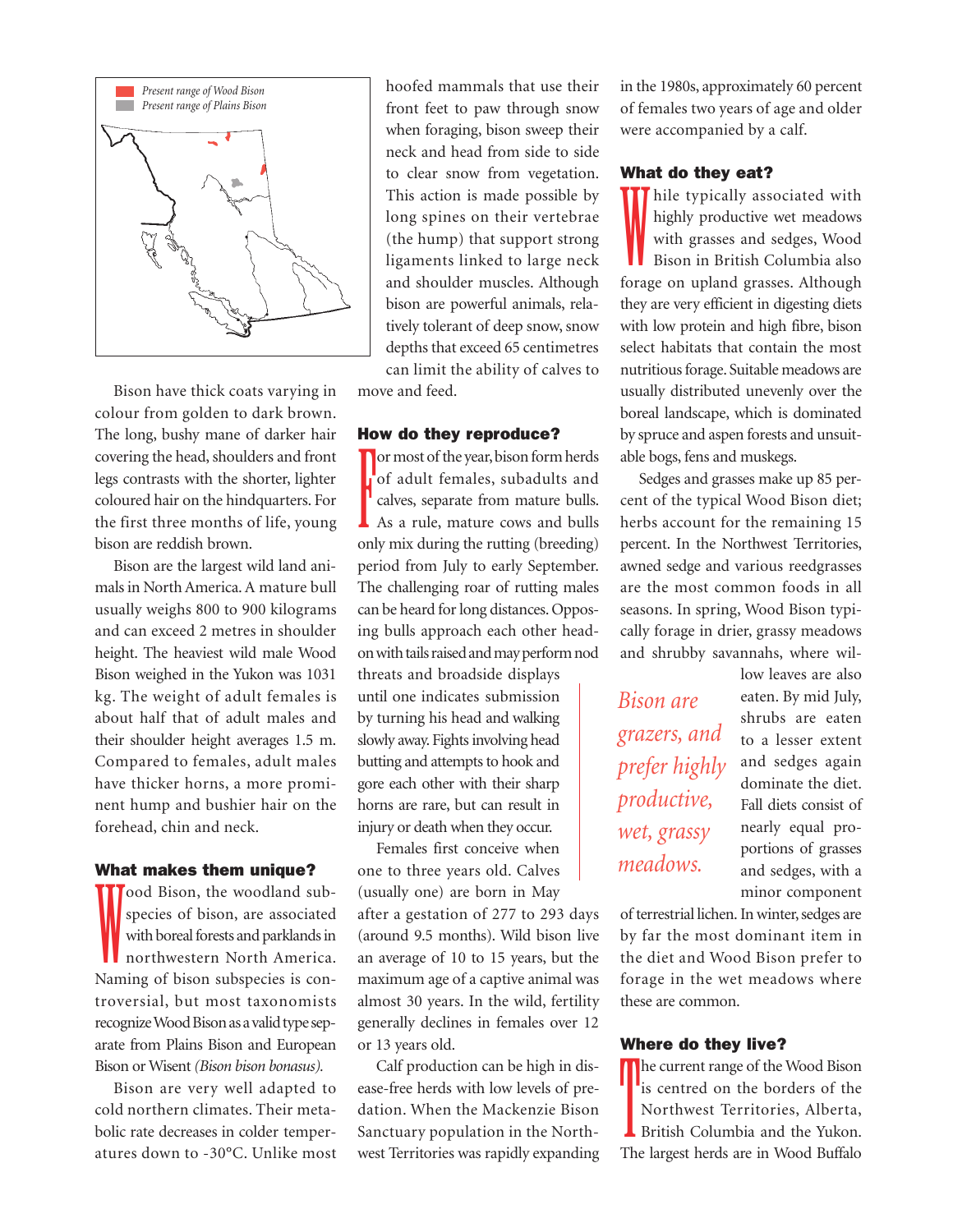Present range of Wood Bison
Present range of Plains Bison

Bison have thick coats varying in colour from golden to dark brown. The long, bushy mane of darker hair covering the head, shoulders and front legs contrasts with the shorter, lighter coloured hair on the hindquarters. For the first three months of life, young bison are reddish brown.

Bison are the largest wild land animals in North America. A mature bull usually weighs 800 to 900 kilograms and can exceed 2 metres in shoulder height. The heaviest wild male Wood Bison weighed in the Yukon was 1031 kg. The weight of adult females is about half that of adult males and their shoulder height averages 1.5 m. Compared to females, adult males have thicker horns, a more prominent hump and bushier hair on the forehead, chin and neck.

## What makes them unique?

Wood Bison, the woodland subspecies of bison, are associated with boreal forests and parklands in northwestern North America. Naming of bison subspecies is controversial, but most taxonomists recognize Wood Bison as a valid type separate from Plains Bison and European Bison or Wisent *(Bison bison bonasus).*

Bison are very well adapted to cold northern climates. Their metabolic rate decreases in colder temperatures down to -30°C. Unlike most hoofed mammals that use their front feet to paw through snow when foraging, bison sweep their neck and head from side to side to clear snow from vegetation. This action is made possible by long spines on their vertebrae (the hump) that support strong ligaments linked to large neck and shoulder muscles. Although bison are powerful animals, relatively tolerant of deep snow, snow depths that exceed 65 centimetres can limit the ability of calves to move and feed.

## How do they reproduce?

For most of the year, bison form herds of adult females, subadults and calves, separate from mature bulls. As a rule, mature cows and bulls only mix during the rutting (breeding) period from July to early September. The challenging roar of rutting males can be heard for long distances. Opposing bulls approach each other head-on with tails raised and may perform nod threats and broadside displays until one indicates submission by turning his head and walking slowly away. Fights involving head butting and attempts to hook and gore each other with their sharp horns are rare, but can result in injury or death when they occur.

Females first conceive when one to three years old. Calves (usually one) are born in May after a gestation of 277 to 293 days (around 9.5 months). Wild bison live an average of 10 to 15 years, but the maximum age of a captive animal was almost 30 years. In the wild, fertility generally declines in females over 12 or 13 years old.

Calf production can be high in disease-free herds with low levels of predation. When the Mackenzie Bison Sanctuary population in the Northwest Territories was rapidly expanding in the 1980s, approximately 60 percent of females two years of age and older were accompanied by a calf.

## What do they eat?

While typically associated with highly productive wet meadows with grasses and sedges, Wood Bison in British Columbia also forage on upland grasses. Although they are very efficient in digesting diets with low protein and high fibre, bison select habitats that contain the most nutritious forage. Suitable meadows are usually distributed unevenly over the boreal landscape, which is dominated by spruce and aspen forests and unsuitable bogs, fens and muskegs.

Sedges and grasses make up 85 percent of the typical Wood Bison diet; herbs account for the remaining 15 percent. In the Northwest Territories, awned sedge and various reedgrasses are the most common foods in all seasons. In spring, Wood Bison typically forage in drier, grassy meadows and shrubby savannahs, where willow leaves are also eaten. By mid July, shrubs are eaten to a lesser extent and sedges again dominate the diet. Fall diets consist of nearly equal proportions of grasses and sedges, with a minor component of terrestrial lichen. In winter, sedges are by far the most dominant item in the diet and Wood Bison prefer to forage in the wet meadows where these are common.

*Bison are grazers, and prefer highly productive, wet, grassy meadows.*

## Where do they live?

The current range of the Wood Bison is centred on the borders of the Northwest Territories, Alberta, British Columbia and the Yukon. The largest herds are in Wood Buffalo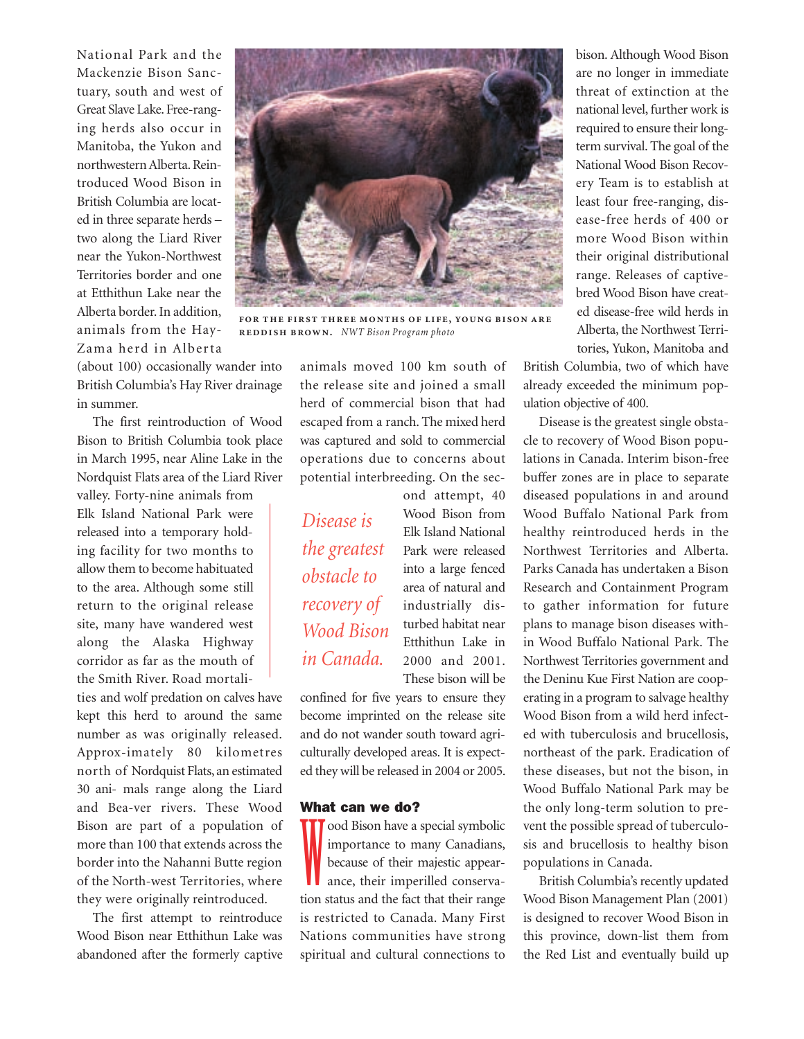National Park and the Mackenzie Bison Sanctuary, south and west of Great Slave Lake. Free-ranging herds also occur in Manitoba, the Yukon and northwestern Alberta. Reintroduced Wood Bison in British Columbia are located in three separate herds – two along the Liard River near the Yukon-Northwest Territories border and one at Etthithun Lake near the Alberta border. In addition, animals from the Hay-Zama herd in Alberta (about 100) occasionally wander into British Columbia's Hay River drainage in summer.

FOR THE FIRST THREE MONTHS OF LIFE, YOUNG BISON ARE REDDISH BROWN. *NWT Bison Program photo*

The first reintroduction of Wood Bison to British Columbia took place in March 1995, near Aline Lake in the Nordquist Flats area of the Liard River valley. Forty-nine animals from Elk Island National Park were released into a temporary holding facility for two months to allow them to become habituated to the area. Although some still return to the original release site, many have wandered west along the Alaska Highway corridor as far as the mouth of the Smith River. Road mortalities and wolf predation on calves have kept this herd to around the same number as was originally released. Approx-imately 80 kilometres north of Nordquist Flats, an estimated 30 ani- mals range along the Liard and Bea-ver rivers. These Wood Bison are part of a population of more than 100 that extends across the border into the Nahanni Butte region of the North-west Territories, where they were originally reintroduced.

The first attempt to reintroduce Wood Bison near Etthithun Lake was abandoned after the formerly captive animals moved 100 km south of the release site and joined a small herd of commercial bison that had escaped from a ranch. The mixed herd was captured and sold to commercial operations due to concerns about potential interbreeding. On the second attempt, 40 Wood Bison from Elk Island National Park were released into a large fenced area of natural and industrially disturbed habitat near Etthithun Lake in 2000 and 2001. These bison will be confined for five years to ensure they become imprinted on the release site and do not wander south toward agriculturally developed areas. It is expected they will be released in 2004 or 2005.

*Disease is the greatest obstacle to recovery of Wood Bison in Canada.*

## What can we do?

Wood Bison have a special symbolic importance to many Canadians, because of their majestic appearance, their imperilled conservation status and the fact that their range is restricted to Canada. Many First Nations communities have strong spiritual and cultural connections to bison. Although Wood Bison are no longer in immediate threat of extinction at the national level, further work is required to ensure their long-term survival. The goal of the National Wood Bison Recovery Team is to establish at least four free-ranging, disease-free herds of 400 or more Wood Bison within their original distributional range. Releases of captive-bred Wood Bison have created disease-free wild herds in Alberta, the Northwest Territories, Yukon, Manitoba and British Columbia, two of which have already exceeded the minimum population objective of 400.

Disease is the greatest single obstacle to recovery of Wood Bison populations in Canada. Interim bison-free buffer zones are in place to separate diseased populations in and around Wood Buffalo National Park from healthy reintroduced herds in the Northwest Territories and Alberta. Parks Canada has undertaken a Bison Research and Containment Program to gather information for future plans to manage bison diseases within Wood Buffalo National Park. The Northwest Territories government and the Deninu Kue First Nation are cooperating in a program to salvage healthy Wood Bison from a wild herd infected with tuberculosis and brucellosis, northeast of the park. Eradication of these diseases, but not the bison, in Wood Buffalo National Park may be the only long-term solution to prevent the possible spread of tuberculosis and brucellosis to healthy bison populations in Canada.

British Columbia's recently updated Wood Bison Management Plan (2001) is designed to recover Wood Bison in this province, down-list them from the Red List and eventually build up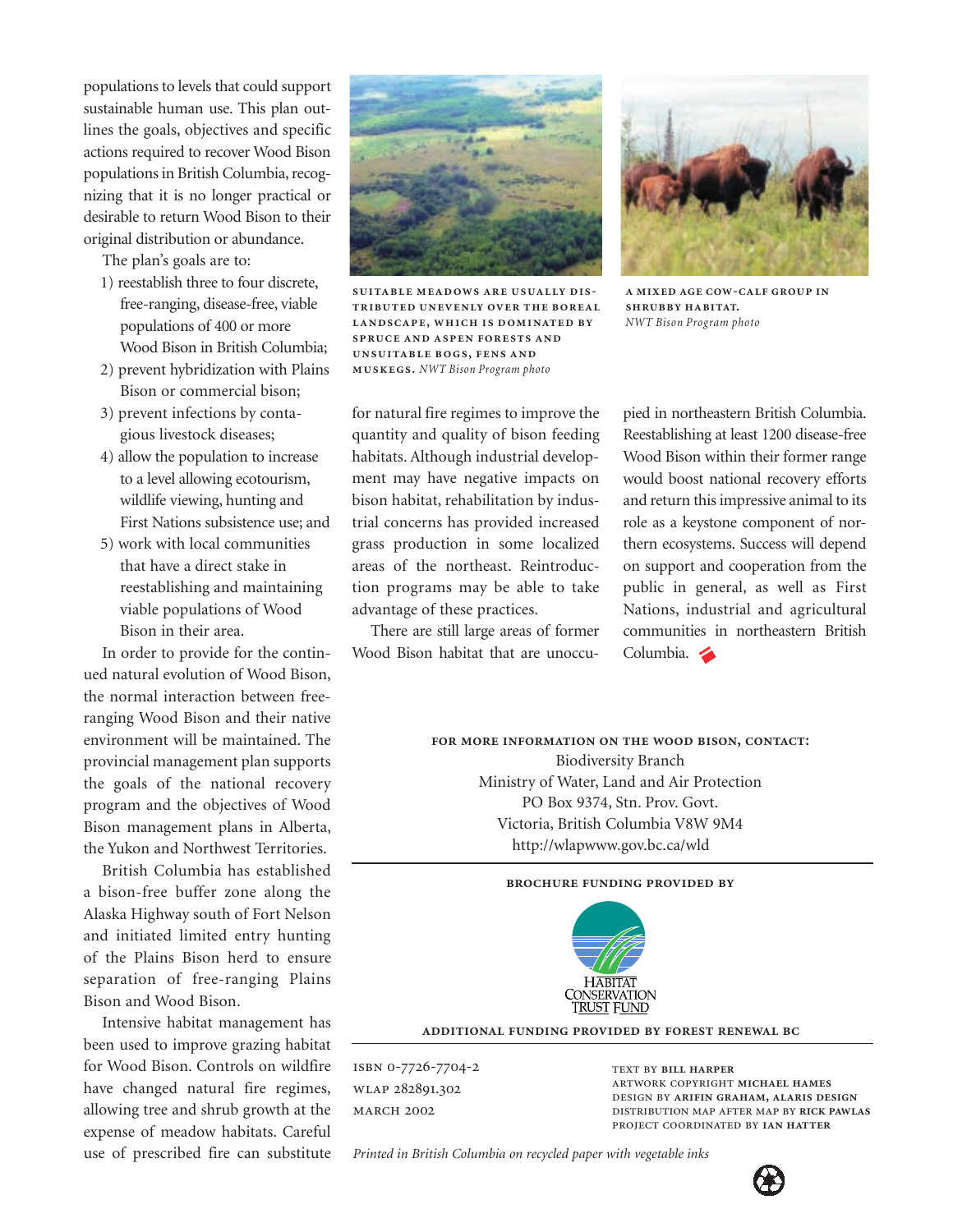populations to levels that could support sustainable human use. This plan outlines the goals, objectives and specific actions required to recover Wood Bison populations in British Columbia, recognizing that it is no longer practical or desirable to return Wood Bison to their original distribution or abundance.

The plan's goals are to:

1) reestablish three to four discrete, free-ranging, disease-free, viable populations of 400 or more Wood Bison in British Columbia;
2) prevent hybridization with Plains Bison or commercial bison;
3) prevent infections by contagious livestock diseases;
4) allow the population to increase to a level allowing ecotourism, wildlife viewing, hunting and First Nations subsistence use; and
5) work with local communities that have a direct stake in reestablishing and maintaining viable populations of Wood Bison in their area.

In order to provide for the continued natural evolution of Wood Bison, the normal interaction between free-ranging Wood Bison and their native environment will be maintained. The provincial management plan supports the goals of the national recovery program and the objectives of Wood Bison management plans in Alberta, the Yukon and Northwest Territories.

British Columbia has established a bison-free buffer zone along the Alaska Highway south of Fort Nelson and initiated limited entry hunting of the Plains Bison herd to ensure separation of free-ranging Plains Bison and Wood Bison.

Intensive habitat management has been used to improve grazing habitat for Wood Bison. Controls on wildfire have changed natural fire regimes, allowing tree and shrub growth at the expense of meadow habitats. Careful use of prescribed fire can substitute for natural fire regimes to improve the quantity and quality of bison feeding habitats. Although industrial development may have negative impacts on bison habitat, rehabilitation by industrial concerns has provided increased grass production in some localized areas of the northeast. Reintroduction programs may be able to take advantage of these practices.

There are still large areas of former Wood Bison habitat that are unoccupied in northeastern British Columbia. Reestablishing at least 1200 disease-free Wood Bison within their former range would boost national recovery efforts and return this impressive animal to its role as a keystone component of northern ecosystems. Success will depend on support and cooperation from the public in general, as well as First Nations, industrial and agricultural communities in northeastern British Columbia.

SUITABLE MEADOWS ARE USUALLY DISTRIBUTED UNEVENLY OVER THE BOREAL LANDSCAPE, WHICH IS DOMINATED BY SPRUCE AND ASPEN FORESTS AND UNSUITABLE BOGS, FENS AND MUSKEGS. *NWT Bison Program photo*

A MIXED AGE COW-CALF GROUP IN SHRUBBY HABITAT. *NWT Bison Program photo*

**FOR MORE INFORMATION ON THE WOOD BISON, CONTACT:**
Biodiversity Branch
Ministry of Water, Land and Air Protection
PO Box 9374, Stn. Prov. Govt.
Victoria, British Columbia V8W 9M4
http://wlapwww.gov.bc.ca/wld

**BROCHURE FUNDING PROVIDED BY**

HABITAT CONSERVATION TRUST FUND

**ADDITIONAL FUNDING PROVIDED BY FOREST RENEWAL BC**

ISBN 0-7726-7704-2
WLAP 282891.302
MARCH 2002

TEXT BY **BILL HARPER**
ARTWORK COPYRIGHT **MICHAEL HAMES**
DESIGN BY **ARIFIN GRAHAM, ALARIS DESIGN**
DISTRIBUTION MAP AFTER MAP BY **RICK PAWLAS**
PROJECT COORDINATED BY **IAN HATTER**

*Printed in British Columbia on recycled paper with vegetable inks*